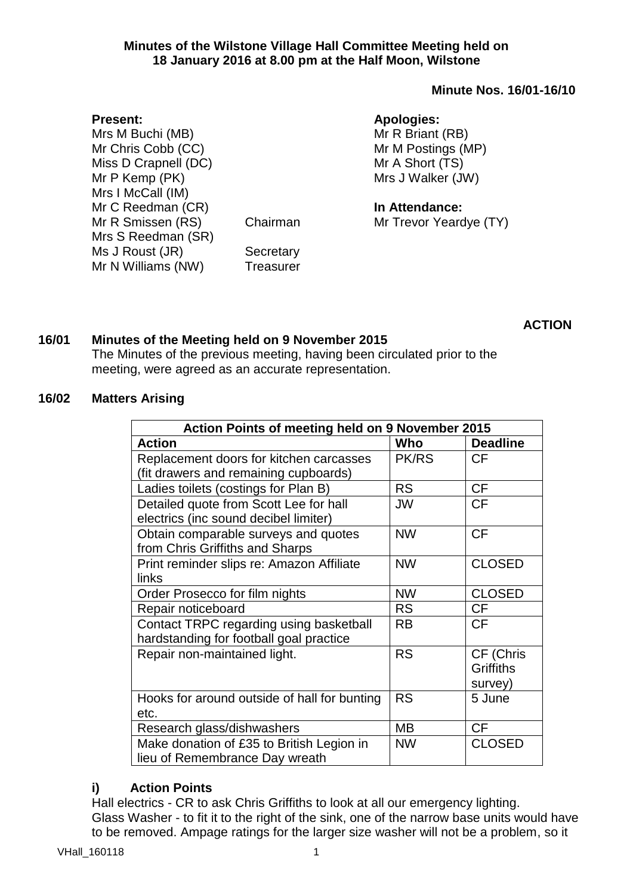**Minutes of the Wilstone Village Hall Committee Meeting held on 18 January 2016 at 8.00 pm at the Half Moon, Wilstone**

**Minute Nos. 16/01-16/10**

**Present:**
Mrs M Buchi (MB)
Mr Chris Cobb (CC)
Miss D Crapnell (DC)
Mr P Kemp (PK)
Mrs I McCall (IM)
Mr C Reedman (CR)
Mr R Smissen (RS) Chairman
Mrs S Reedman (SR)
Ms J Roust (JR) Secretary
Mr N Williams (NW) Treasurer

**Apologies:**
Mr R Briant (RB)
Mr M Postings (MP)
Mr A Short (TS)
Mrs J Walker (JW)

**In Attendance:**
Mr Trevor Yeardye (TY)

**ACTION**

**16/01 Minutes of the Meeting held on 9 November 2015**

The Minutes of the previous meeting, having been circulated prior to the meeting, were agreed as an accurate representation.

**16/02 Matters Arising**

| Action Points of meeting held on 9 November 2015 | | |
|---|---|---|
| **Action** | **Who** | **Deadline** |
| Replacement doors for kitchen carcasses (fit drawers and remaining cupboards) | PK/RS | CF |
| Ladies toilets (costings for Plan B) | RS | CF |
| Detailed quote from Scott Lee for hall electrics (inc sound decibel limiter) | JW | CF |
| Obtain comparable surveys and quotes from Chris Griffiths and Sharps | NW | CF |
| Print reminder slips re: Amazon Affiliate links | NW | CLOSED |
| Order Prosecco for film nights | NW | CLOSED |
| Repair noticeboard | RS | CF |
| Contact TRPC regarding using basketball hardstanding for football goal practice | RB | CF |
| Repair non-maintained light. | RS | CF (Chris Griffiths survey) |
| Hooks for around outside of hall for bunting etc. | RS | 5 June |
| Research glass/dishwashers | MB | CF |
| Make donation of £35 to British Legion in lieu of Remembrance Day wreath | NW | CLOSED |

**i) Action Points**

Hall electrics - CR to ask Chris Griffiths to look at all our emergency lighting.

Glass Washer - to fit it to the right of the sink, one of the narrow base units would have to be removed. Ampage ratings for the larger size washer will not be a problem, so it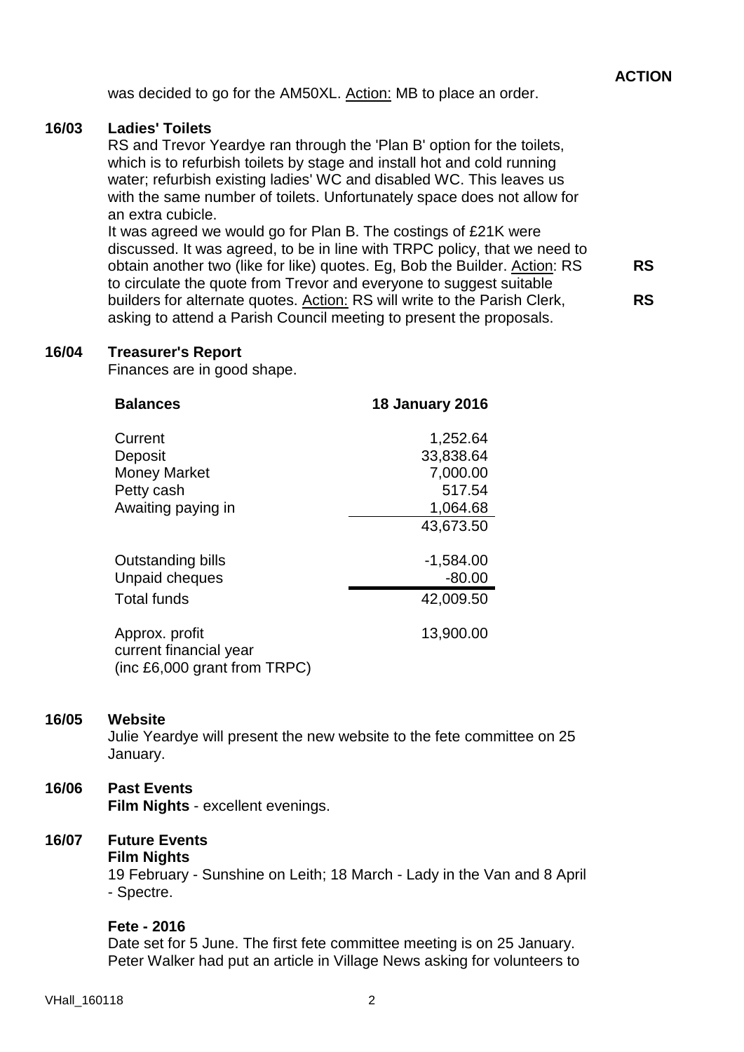**ACTION**

was decided to go for the AM50XL. <u>Action:</u> MB to place an order.

**16/03 Ladies' Toilets**

RS and Trevor Yeardye ran through the 'Plan B' option for the toilets, which is to refurbish toilets by stage and install hot and cold running water; refurbish existing ladies' WC and disabled WC. This leaves us with the same number of toilets. Unfortunately space does not allow for an extra cubicle.

It was agreed we would go for Plan B. The costings of £21K were discussed. It was agreed, to be in line with TRPC policy, that we need to obtain another two (like for like) quotes. Eg, Bob the Builder. <u>Action</u>: RS to circulate the quote from Trevor and everyone to suggest suitable builders for alternate quotes. <u>Action:</u> RS will write to the Parish Clerk, asking to attend a Parish Council meeting to present the proposals. **RS** **RS**

**16/04 Treasurer's Report**

Finances are in good shape.

| **Balances** | **18 January 2016** |
|---|---|
| Current | 1,252.64 |
| Deposit | 33,838.64 |
| Money Market | 7,000.00 |
| Petty cash | 517.54 |
| Awaiting paying in | 1,064.68 |
| | 43,673.50 |
| Outstanding bills | -1,584.00 |
| Unpaid cheques | -80.00 |
| Total funds | 42,009.50 |
| Approx. profit current financial year (inc £6,000 grant from TRPC) | 13,900.00 |

**16/05 Website**

Julie Yeardye will present the new website to the fete committee on 25 January.

**16/06 Past Events**

**Film Nights** - excellent evenings.

**16/07 Future Events**

**Film Nights**

19 February - Sunshine on Leith; 18 March - Lady in the Van and 8 April - Spectre.

**Fete - 2016**

Date set for 5 June. The first fete committee meeting is on 25 January. Peter Walker had put an article in Village News asking for volunteers to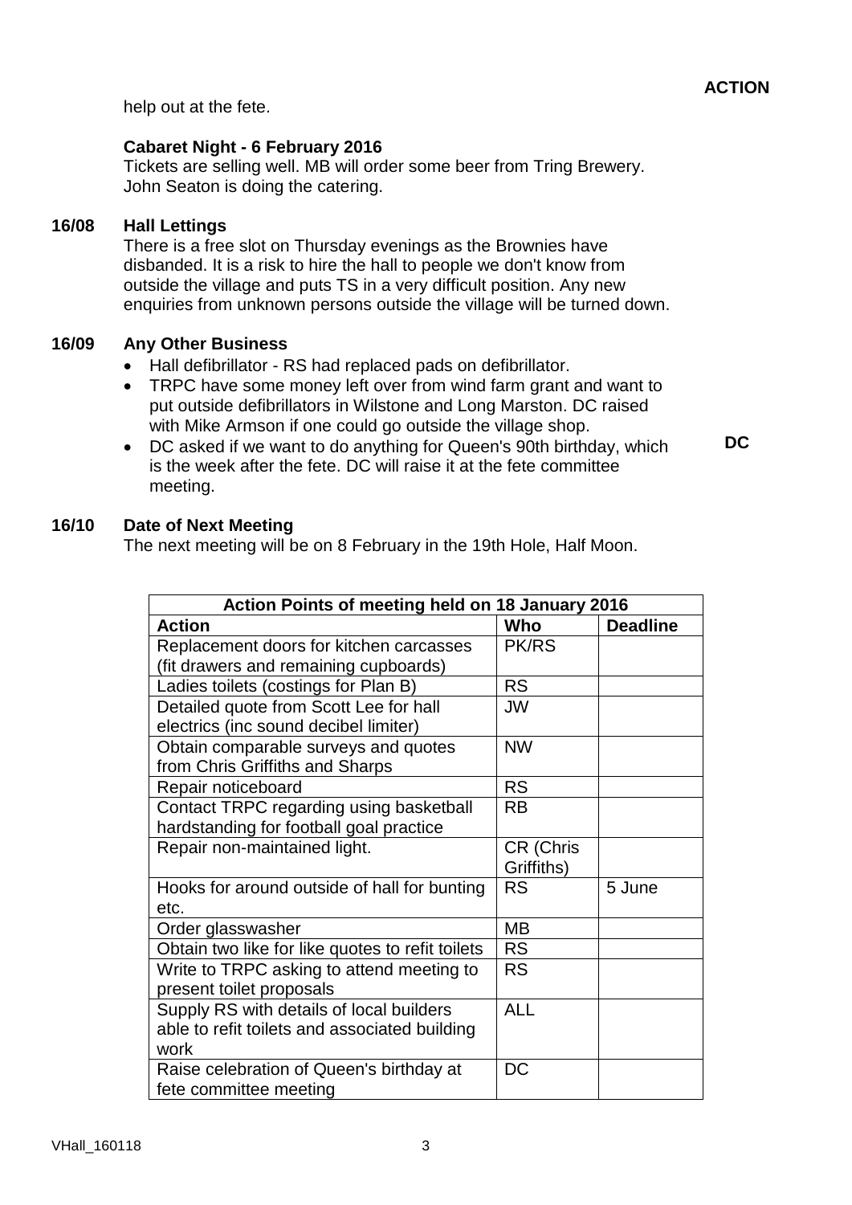**ACTION**

help out at the fete.

**Cabaret Night - 6 February 2016**

Tickets are selling well. MB will order some beer from Tring Brewery. John Seaton is doing the catering.

**16/08 Hall Lettings**

There is a free slot on Thursday evenings as the Brownies have disbanded. It is a risk to hire the hall to people we don't know from outside the village and puts TS in a very difficult position. Any new enquiries from unknown persons outside the village will be turned down.

**16/09 Any Other Business**

- Hall defibrillator - RS had replaced pads on defibrillator.
- TRPC have some money left over from wind farm grant and want to put outside defibrillators in Wilstone and Long Marston. DC raised with Mike Armson if one could go outside the village shop.
- DC asked if we want to do anything for Queen's 90th birthday, which is the week after the fete. DC will raise it at the fete committee meeting. **DC**

**16/10 Date of Next Meeting**

The next meeting will be on 8 February in the 19th Hole, Half Moon.

| Action Points of meeting held on 18 January 2016 | | |
|---|---|---|
| **Action** | **Who** | **Deadline** |
| Replacement doors for kitchen carcasses (fit drawers and remaining cupboards) | PK/RS | |
| Ladies toilets (costings for Plan B) | RS | |
| Detailed quote from Scott Lee for hall electrics (inc sound decibel limiter) | JW | |
| Obtain comparable surveys and quotes from Chris Griffiths and Sharps | NW | |
| Repair noticeboard | RS | |
| Contact TRPC regarding using basketball hardstanding for football goal practice | RB | |
| Repair non-maintained light. | CR (Chris Griffiths) | |
| Hooks for around outside of hall for bunting etc. | RS | 5 June |
| Order glasswasher | MB | |
| Obtain two like for like quotes to refit toilets | RS | |
| Write to TRPC asking to attend meeting to present toilet proposals | RS | |
| Supply RS with details of local builders able to refit toilets and associated building work | ALL | |
| Raise celebration of Queen's birthday at fete committee meeting | DC | |